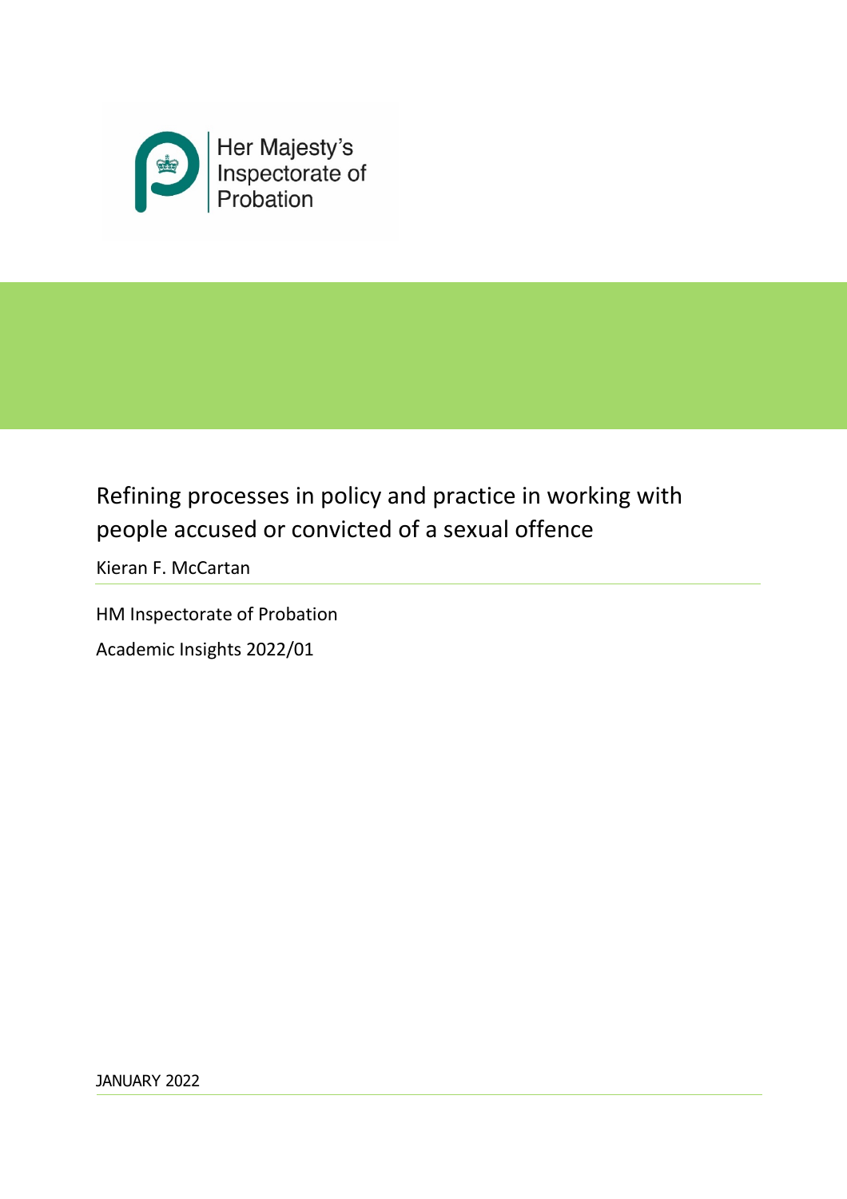Her Majesty's Inspectorate of Probation

# Refining processes in policy and practice in working with people accused or convicted of a sexual offence

Kieran F. McCartan

HM Inspectorate of Probation

Academic Insights 2022/01

JANUARY 2022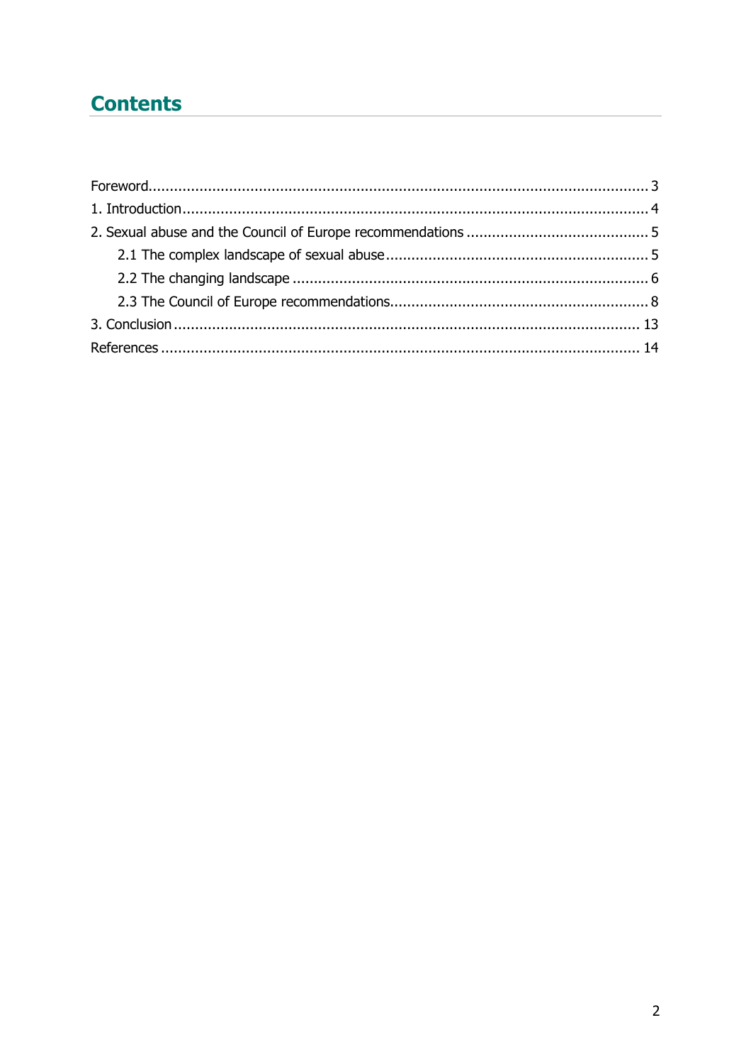# Contents

Foreword .................................................................................................................. 3

1. Introduction ............................................................................................................ 4

2. Sexual abuse and the Council of Europe recommendations ........................................... 5

    2.1 The complex landscape of sexual abuse .............................................................. 5

    2.2 The changing landscape .................................................................................... 6

    2.3 The Council of Europe recommendations ............................................................. 8

3. Conclusion ............................................................................................................ 13

References ................................................................................................................ 14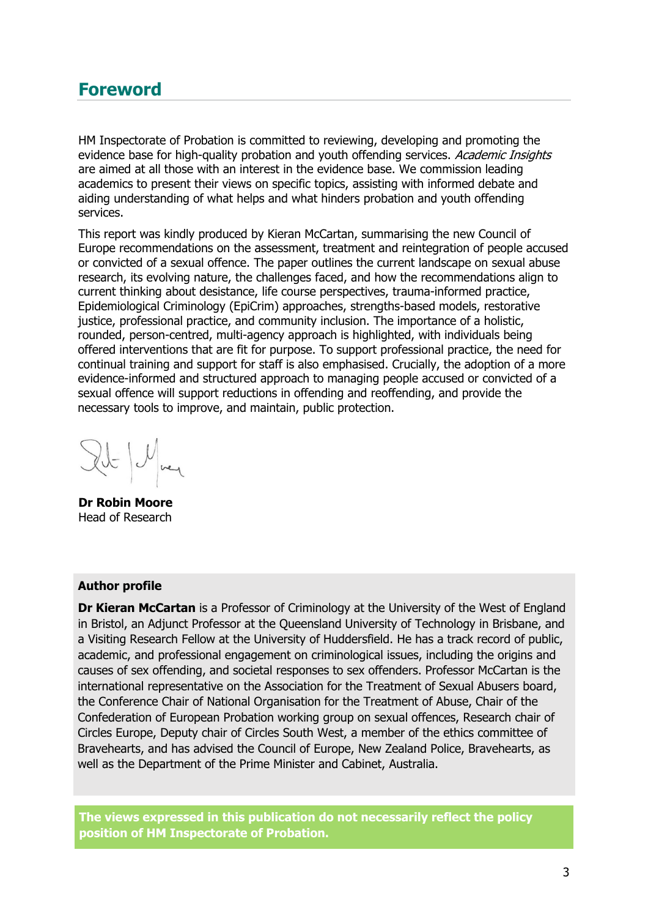## Foreword

HM Inspectorate of Probation is committed to reviewing, developing and promoting the evidence base for high-quality probation and youth offending services. *Academic Insights* are aimed at all those with an interest in the evidence base. We commission leading academics to present their views on specific topics, assisting with informed debate and aiding understanding of what helps and what hinders probation and youth offending services.

This report was kindly produced by Kieran McCartan, summarising the new Council of Europe recommendations on the assessment, treatment and reintegration of people accused or convicted of a sexual offence. The paper outlines the current landscape on sexual abuse research, its evolving nature, the challenges faced, and how the recommendations align to current thinking about desistance, life course perspectives, trauma-informed practice, Epidemiological Criminology (EpiCrim) approaches, strengths-based models, restorative justice, professional practice, and community inclusion. The importance of a holistic, rounded, person-centred, multi-agency approach is highlighted, with individuals being offered interventions that are fit for purpose. To support professional practice, the need for continual training and support for staff is also emphasised. Crucially, the adoption of a more evidence-informed and structured approach to managing people accused or convicted of a sexual offence will support reductions in offending and reoffending, and provide the necessary tools to improve, and maintain, public protection.

**Dr Robin Moore**
Head of Research

**Author profile**

**Dr Kieran McCartan** is a Professor of Criminology at the University of the West of England in Bristol, an Adjunct Professor at the Queensland University of Technology in Brisbane, and a Visiting Research Fellow at the University of Huddersfield. He has a track record of public, academic, and professional engagement on criminological issues, including the origins and causes of sex offending, and societal responses to sex offenders. Professor McCartan is the international representative on the Association for the Treatment of Sexual Abusers board, the Conference Chair of National Organisation for the Treatment of Abuse, Chair of the Confederation of European Probation working group on sexual offences, Research chair of Circles Europe, Deputy chair of Circles South West, a member of the ethics committee of Bravehearts, and has advised the Council of Europe, New Zealand Police, Bravehearts, as well as the Department of the Prime Minister and Cabinet, Australia.

**The views expressed in this publication do not necessarily reflect the policy position of HM Inspectorate of Probation.**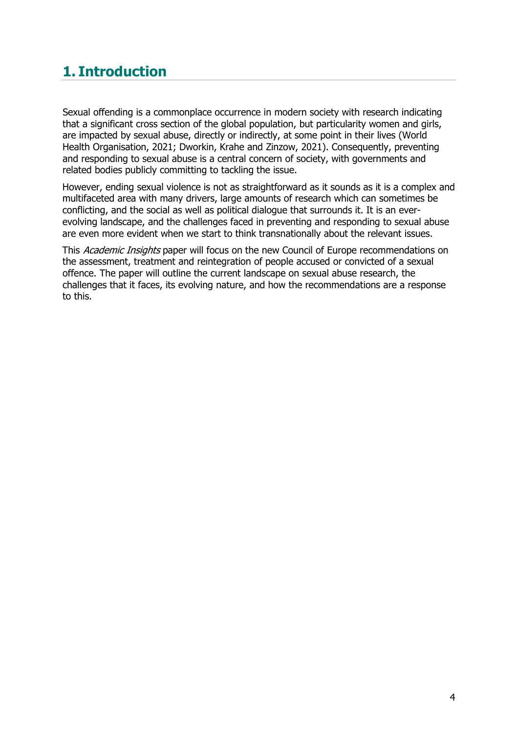# 1. Introduction

Sexual offending is a commonplace occurrence in modern society with research indicating that a significant cross section of the global population, but particularity women and girls, are impacted by sexual abuse, directly or indirectly, at some point in their lives (World Health Organisation, 2021; Dworkin, Krahe and Zinzow, 2021). Consequently, preventing and responding to sexual abuse is a central concern of society, with governments and related bodies publicly committing to tackling the issue.

However, ending sexual violence is not as straightforward as it sounds as it is a complex and multifaceted area with many drivers, large amounts of research which can sometimes be conflicting, and the social as well as political dialogue that surrounds it. It is an ever-evolving landscape, and the challenges faced in preventing and responding to sexual abuse are even more evident when we start to think transnationally about the relevant issues.

This *Academic Insights* paper will focus on the new Council of Europe recommendations on the assessment, treatment and reintegration of people accused or convicted of a sexual offence. The paper will outline the current landscape on sexual abuse research, the challenges that it faces, its evolving nature, and how the recommendations are a response to this.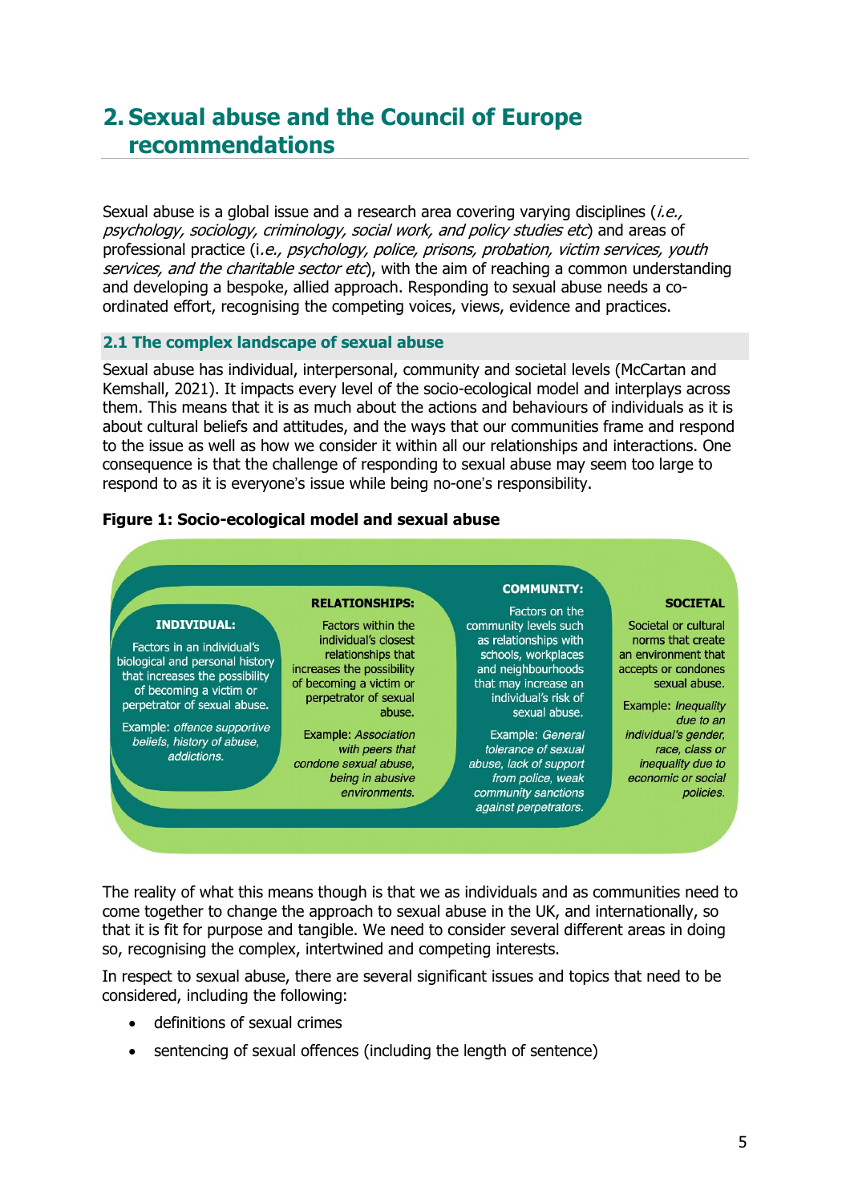# 2. Sexual abuse and the Council of Europe recommendations

Sexual abuse is a global issue and a research area covering varying disciplines (*i.e., psychology, sociology, criminology, social work, and policy studies etc*) and areas of professional practice (i.*e., psychology, police, prisons, probation, victim services, youth services, and the charitable sector etc*), with the aim of reaching a common understanding and developing a bespoke, allied approach. Responding to sexual abuse needs a co-ordinated effort, recognising the competing voices, views, evidence and practices.

## 2.1 The complex landscape of sexual abuse

Sexual abuse has individual, interpersonal, community and societal levels (McCartan and Kemshall, 2021). It impacts every level of the socio-ecological model and interplays across them. This means that it is as much about the actions and behaviours of individuals as it is about cultural beliefs and attitudes, and the ways that our communities frame and respond to the issue as well as how we consider it within all our relationships and interactions. One consequence is that the challenge of responding to sexual abuse may seem too large to respond to as it is everyone's issue while being no-one's responsibility.

**Figure 1: Socio-ecological model and sexual abuse**

**INDIVIDUAL:** Factors in an individual's biological and personal history that increases the possibility of becoming a victim or perpetrator of sexual abuse. Example: *offence supportive beliefs, history of abuse, addictions.*

**RELATIONSHIPS:** Factors within the individual's closest relationships that increases the possibility of becoming a victim or perpetrator of sexual abuse. Example: *Association with peers that condone sexual abuse, being in abusive environments.*

**COMMUNITY:** Factors on the community levels such as relationships with schools, workplaces and neighbourhoods that may increase an individual's risk of sexual abuse. Example: *General tolerance of sexual abuse, lack of support from police, weak community sanctions against perpetrators.*

**SOCIETAL** Societal or cultural norms that create an environment that accepts or condones sexual abuse. Example: *Inequality due to an individual's gender, race, class or inequality due to economic or social policies.*

The reality of what this means though is that we as individuals and as communities need to come together to change the approach to sexual abuse in the UK, and internationally, so that it is fit for purpose and tangible. We need to consider several different areas in doing so, recognising the complex, intertwined and competing interests.

In respect to sexual abuse, there are several significant issues and topics that need to be considered, including the following:

- definitions of sexual crimes
- sentencing of sexual offences (including the length of sentence)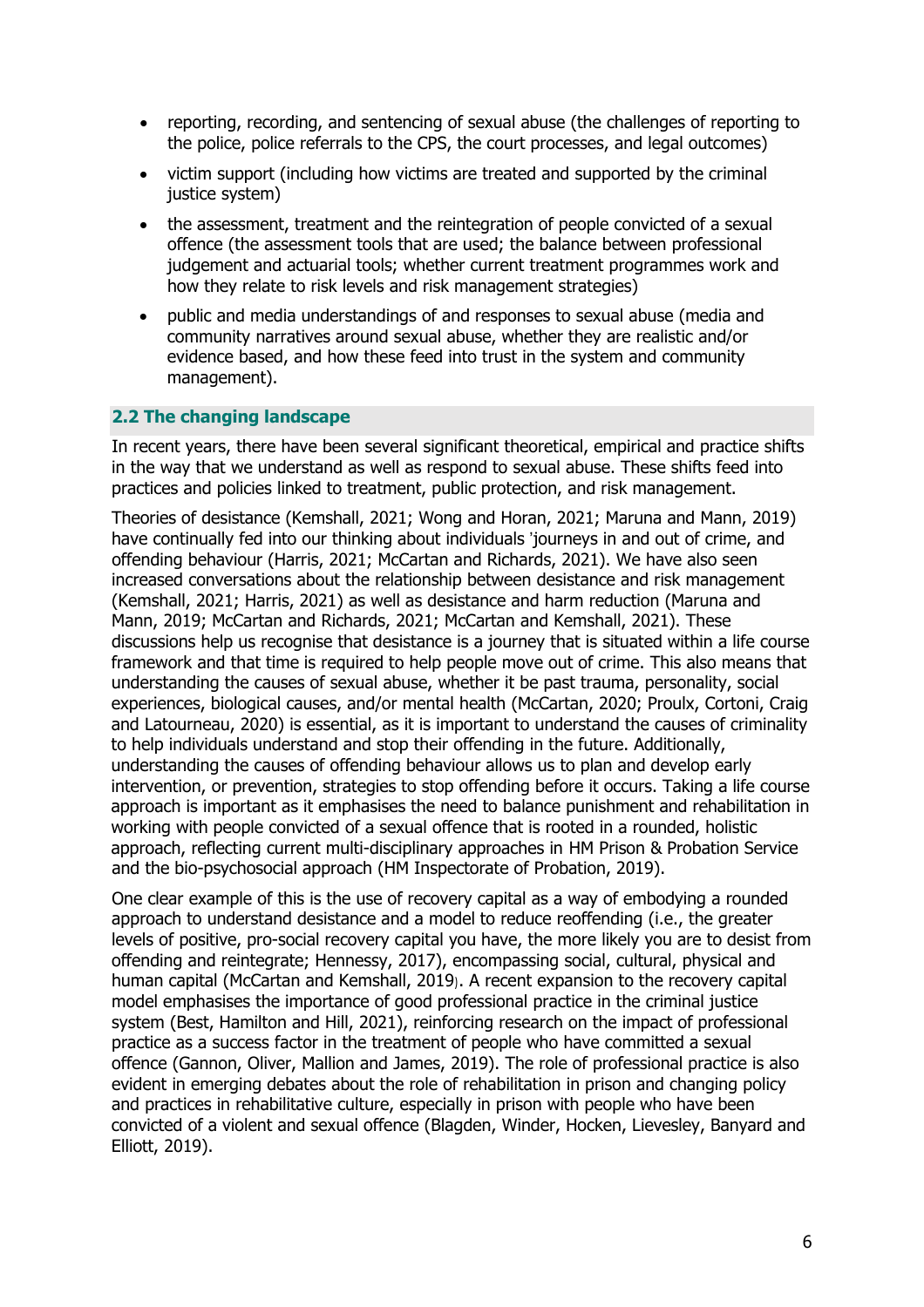- reporting, recording, and sentencing of sexual abuse (the challenges of reporting to the police, police referrals to the CPS, the court processes, and legal outcomes)
- victim support (including how victims are treated and supported by the criminal justice system)
- the assessment, treatment and the reintegration of people convicted of a sexual offence (the assessment tools that are used; the balance between professional judgement and actuarial tools; whether current treatment programmes work and how they relate to risk levels and risk management strategies)
- public and media understandings of and responses to sexual abuse (media and community narratives around sexual abuse, whether they are realistic and/or evidence based, and how these feed into trust in the system and community management).

## 2.2 The changing landscape

In recent years, there have been several significant theoretical, empirical and practice shifts in the way that we understand as well as respond to sexual abuse. These shifts feed into practices and policies linked to treatment, public protection, and risk management.

Theories of desistance (Kemshall, 2021; Wong and Horan, 2021; Maruna and Mann, 2019) have continually fed into our thinking about individuals 'journeys in and out of crime, and offending behaviour (Harris, 2021; McCartan and Richards, 2021). We have also seen increased conversations about the relationship between desistance and risk management (Kemshall, 2021; Harris, 2021) as well as desistance and harm reduction (Maruna and Mann, 2019; McCartan and Richards, 2021; McCartan and Kemshall, 2021). These discussions help us recognise that desistance is a journey that is situated within a life course framework and that time is required to help people move out of crime. This also means that understanding the causes of sexual abuse, whether it be past trauma, personality, social experiences, biological causes, and/or mental health (McCartan, 2020; Proulx, Cortoni, Craig and Latourneau, 2020) is essential, as it is important to understand the causes of criminality to help individuals understand and stop their offending in the future. Additionally, understanding the causes of offending behaviour allows us to plan and develop early intervention, or prevention, strategies to stop offending before it occurs. Taking a life course approach is important as it emphasises the need to balance punishment and rehabilitation in working with people convicted of a sexual offence that is rooted in a rounded, holistic approach, reflecting current multi-disciplinary approaches in HM Prison & Probation Service and the bio-psychosocial approach (HM Inspectorate of Probation, 2019).

One clear example of this is the use of recovery capital as a way of embodying a rounded approach to understand desistance and a model to reduce reoffending (i.e., the greater levels of positive, pro-social recovery capital you have, the more likely you are to desist from offending and reintegrate; Hennessy, 2017), encompassing social, cultural, physical and human capital (McCartan and Kemshall, 2019). A recent expansion to the recovery capital model emphasises the importance of good professional practice in the criminal justice system (Best, Hamilton and Hill, 2021), reinforcing research on the impact of professional practice as a success factor in the treatment of people who have committed a sexual offence (Gannon, Oliver, Mallion and James, 2019). The role of professional practice is also evident in emerging debates about the role of rehabilitation in prison and changing policy and practices in rehabilitative culture, especially in prison with people who have been convicted of a violent and sexual offence (Blagden, Winder, Hocken, Lievesley, Banyard and Elliott, 2019).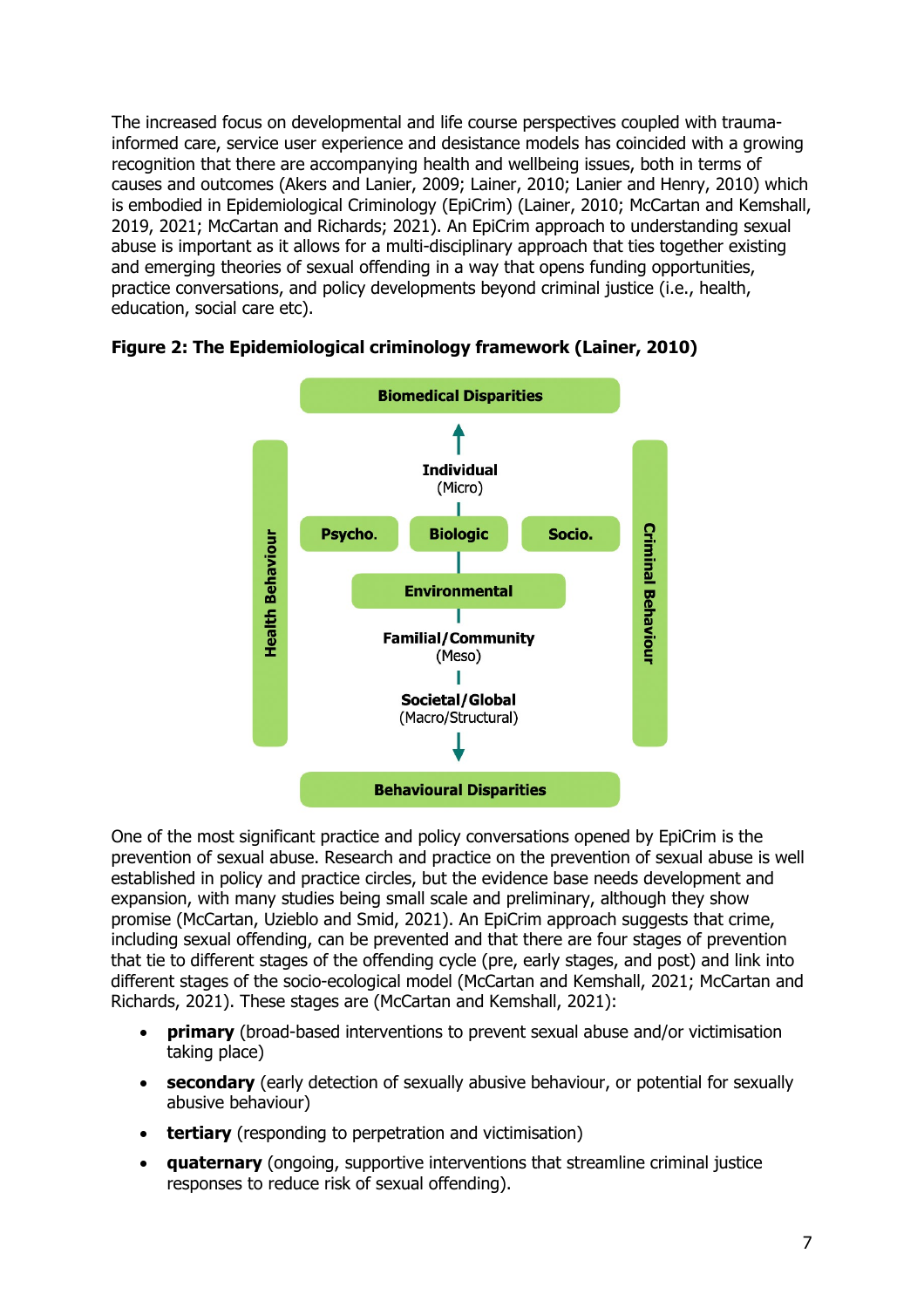The increased focus on developmental and life course perspectives coupled with trauma-informed care, service user experience and desistance models has coincided with a growing recognition that there are accompanying health and wellbeing issues, both in terms of causes and outcomes (Akers and Lanier, 2009; Lanier, 2010; Lanier and Henry, 2010) which is embodied in Epidemiological Criminology (EpiCrim) (Lanier, 2010; McCartan and Kemshall, 2019, 2021; McCartan and Richards; 2021). An EpiCrim approach to understanding sexual abuse is important as it allows for a multi-disciplinary approach that ties together existing and emerging theories of sexual offending in a way that opens funding opportunities, practice conversations, and policy developments beyond criminal justice (i.e., health, education, social care etc).

**Figure 2: The Epidemiological criminology framework (Lainer, 2010)**

Biomedical Disparities

Individual
(Micro)

Psycho. | Biologic | Socio.

Environmental

Familial/Community
(Meso)

Societal/Global
(Macro/Structural)

Behavioural Disparities

Health Behaviour

Criminal Behaviour

One of the most significant practice and policy conversations opened by EpiCrim is the prevention of sexual abuse. Research and practice on the prevention of sexual abuse is well established in policy and practice circles, but the evidence base needs development and expansion, with many studies being small scale and preliminary, although they show promise (McCartan, Uzieblo and Smid, 2021). An EpiCrim approach suggests that crime, including sexual offending, can be prevented and that there are four stages of prevention that tie to different stages of the offending cycle (pre, early stages, and post) and link into different stages of the socio-ecological model (McCartan and Kemshall, 2021; McCartan and Richards, 2021). These stages are (McCartan and Kemshall, 2021):

- **primary** (broad-based interventions to prevent sexual abuse and/or victimisation taking place)
- **secondary** (early detection of sexually abusive behaviour, or potential for sexually abusive behaviour)
- **tertiary** (responding to perpetration and victimisation)
- **quaternary** (ongoing, supportive interventions that streamline criminal justice responses to reduce risk of sexual offending).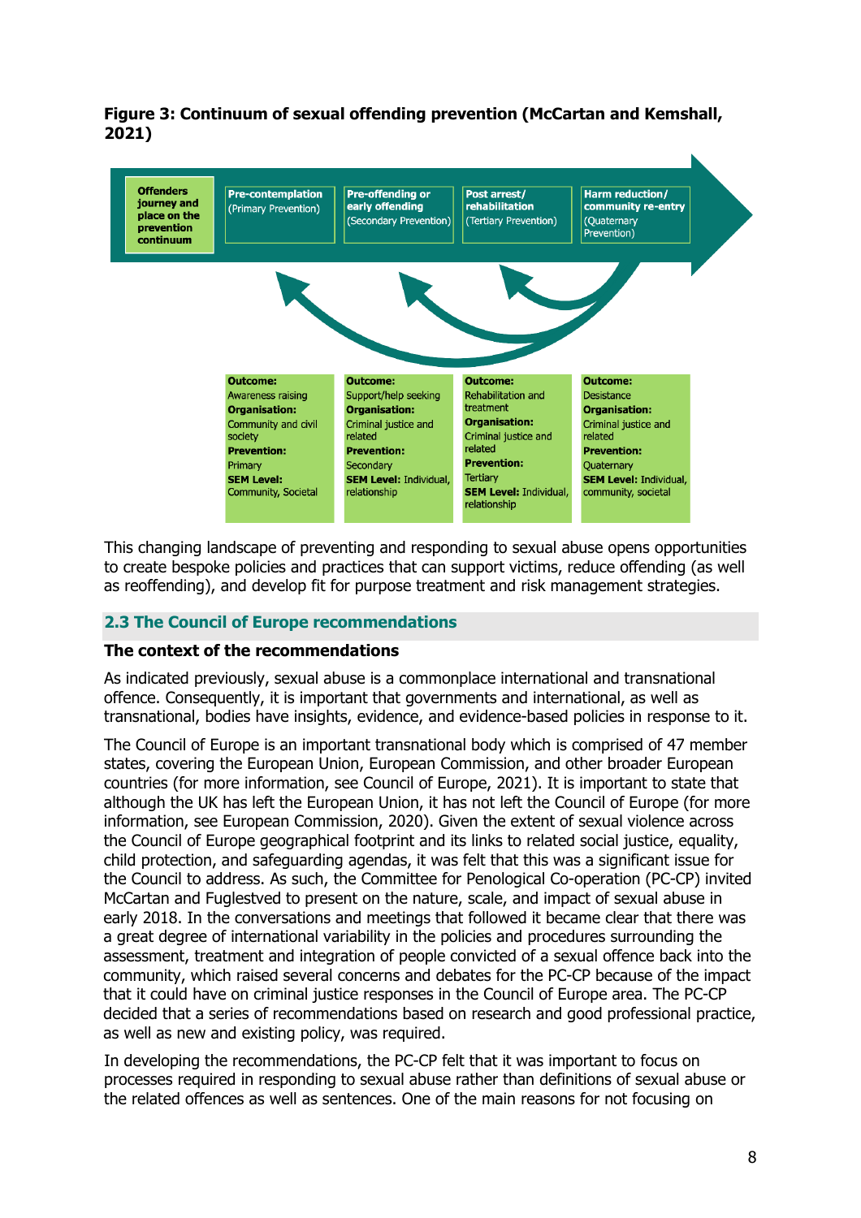**Figure 3: Continuum of sexual offending prevention (McCartan and Kemshall, 2021)**

| Offenders journey and place on the prevention continuum | Pre-contemplation (Primary Prevention) | Pre-offending or early offending (Secondary Prevention) | Post arrest/ rehabilitation (Tertiary Prevention) | Harm reduction/ community re-entry (Quaternary Prevention) |
|---|---|---|---|---|
| | **Outcome:** Awareness raising **Organisation:** Community and civil society **Prevention:** Primary **SEM Level:** Community, Societal | **Outcome:** Support/help seeking **Organisation:** Criminal justice and related **Prevention:** Secondary **SEM Level:** Individual, relationship | **Outcome:** Rehabilitation and treatment **Organisation:** Criminal justice and related **Prevention:** Tertiary **SEM Level:** Individual, relationship | **Outcome:** Desistance **Organisation:** Criminal justice and related **Prevention:** Quaternary **SEM Level:** Individual, community, societal |

This changing landscape of preventing and responding to sexual abuse opens opportunities to create bespoke policies and practices that can support victims, reduce offending (as well as reoffending), and develop fit for purpose treatment and risk management strategies.

## 2.3 The Council of Europe recommendations

### The context of the recommendations

As indicated previously, sexual abuse is a commonplace international and transnational offence. Consequently, it is important that governments and international, as well as transnational, bodies have insights, evidence, and evidence-based policies in response to it.

The Council of Europe is an important transnational body which is comprised of 47 member states, covering the European Union, European Commission, and other broader European countries (for more information, see Council of Europe, 2021). It is important to state that although the UK has left the European Union, it has not left the Council of Europe (for more information, see European Commission, 2020). Given the extent of sexual violence across the Council of Europe geographical footprint and its links to related social justice, equality, child protection, and safeguarding agendas, it was felt that this was a significant issue for the Council to address. As such, the Committee for Penological Co-operation (PC-CP) invited McCartan and Fuglestved to present on the nature, scale, and impact of sexual abuse in early 2018. In the conversations and meetings that followed it became clear that there was a great degree of international variability in the policies and procedures surrounding the assessment, treatment and integration of people convicted of a sexual offence back into the community, which raised several concerns and debates for the PC-CP because of the impact that it could have on criminal justice responses in the Council of Europe area. The PC-CP decided that a series of recommendations based on research and good professional practice, as well as new and existing policy, was required.

In developing the recommendations, the PC-CP felt that it was important to focus on processes required in responding to sexual abuse rather than definitions of sexual abuse or the related offences as well as sentences. One of the main reasons for not focusing on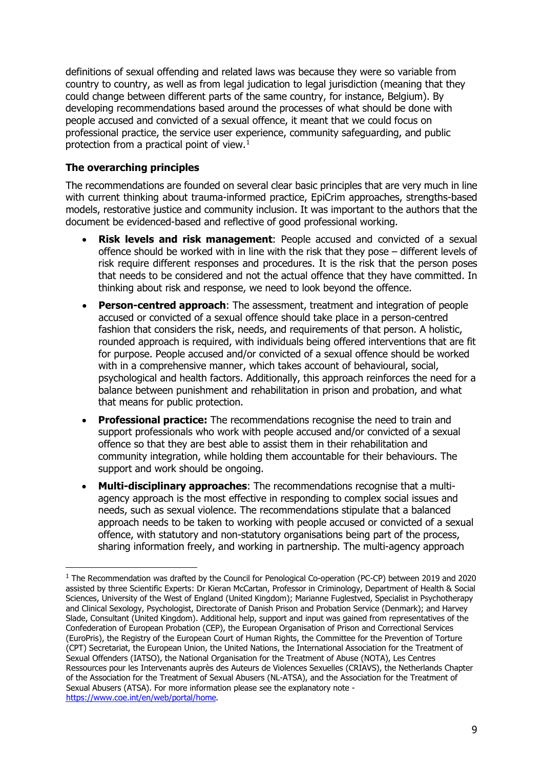definitions of sexual offending and related laws was because they were so variable from country to country, as well as from legal judication to legal jurisdiction (meaning that they could change between different parts of the same country, for instance, Belgium). By developing recommendations based around the processes of what should be done with people accused and convicted of a sexual offence, it meant that we could focus on professional practice, the service user experience, community safeguarding, and public protection from a practical point of view.[1]

### The overarching principles

The recommendations are founded on several clear basic principles that are very much in line with current thinking about trauma-informed practice, EpiCrim approaches, strengths-based models, restorative justice and community inclusion. It was important to the authors that the document be evidenced-based and reflective of good professional working.

- **Risk levels and risk management**: People accused and convicted of a sexual offence should be worked with in line with the risk that they pose – different levels of risk require different responses and procedures. It is the risk that the person poses that needs to be considered and not the actual offence that they have committed. In thinking about risk and response, we need to look beyond the offence.
- **Person-centred approach**: The assessment, treatment and integration of people accused or convicted of a sexual offence should take place in a person-centred fashion that considers the risk, needs, and requirements of that person. A holistic, rounded approach is required, with individuals being offered interventions that are fit for purpose. People accused and/or convicted of a sexual offence should be worked with in a comprehensive manner, which takes account of behavioural, social, psychological and health factors. Additionally, this approach reinforces the need for a balance between punishment and rehabilitation in prison and probation, and what that means for public protection.
- **Professional practice:** The recommendations recognise the need to train and support professionals who work with people accused and/or convicted of a sexual offence so that they are best able to assist them in their rehabilitation and community integration, while holding them accountable for their behaviours. The support and work should be ongoing.
- **Multi-disciplinary approaches**: The recommendations recognise that a multi-agency approach is the most effective in responding to complex social issues and needs, such as sexual violence. The recommendations stipulate that a balanced approach needs to be taken to working with people accused or convicted of a sexual offence, with statutory and non-statutory organisations being part of the process, sharing information freely, and working in partnership. The multi-agency approach

[1] The Recommendation was drafted by the Council for Penological Co-operation (PC-CP) between 2019 and 2020 assisted by three Scientific Experts: Dr Kieran McCartan, Professor in Criminology, Department of Health & Social Sciences, University of the West of England (United Kingdom); Marianne Fuglestved, Specialist in Psychotherapy and Clinical Sexology, Psychologist, Directorate of Danish Prison and Probation Service (Denmark); and Harvey Slade, Consultant (United Kingdom). Additional help, support and input was gained from representatives of the Confederation of European Probation (CEP), the European Organisation of Prison and Correctional Services (EuroPris), the Registry of the European Court of Human Rights, the Committee for the Prevention of Torture (CPT) Secretariat, the European Union, the United Nations, the International Association for the Treatment of Sexual Offenders (IATSO), the National Organisation for the Treatment of Abuse (NOTA), Les Centres Ressources pour les Intervenants auprès des Auteurs de Violences Sexuelles (CRIAVS), the Netherlands Chapter of the Association for the Treatment of Sexual Abusers (NL-ATSA), and the Association for the Treatment of Sexual Abusers (ATSA). For more information please see the explanatory note - https://www.coe.int/en/web/portal/home.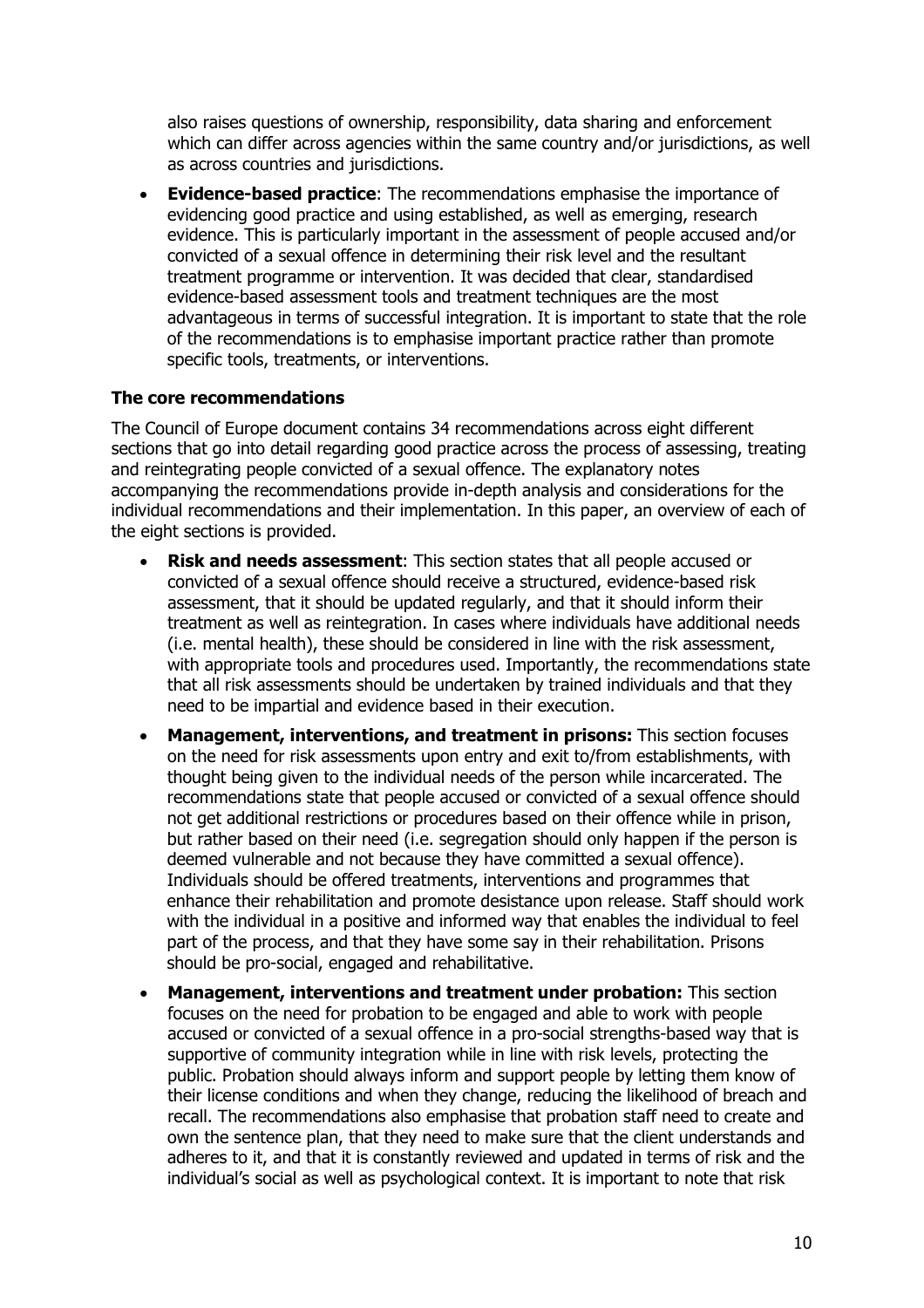also raises questions of ownership, responsibility, data sharing and enforcement which can differ across agencies within the same country and/or jurisdictions, as well as across countries and jurisdictions.

- **Evidence-based practice**: The recommendations emphasise the importance of evidencing good practice and using established, as well as emerging, research evidence. This is particularly important in the assessment of people accused and/or convicted of a sexual offence in determining their risk level and the resultant treatment programme or intervention. It was decided that clear, standardised evidence-based assessment tools and treatment techniques are the most advantageous in terms of successful integration. It is important to state that the role of the recommendations is to emphasise important practice rather than promote specific tools, treatments, or interventions.

**The core recommendations**

The Council of Europe document contains 34 recommendations across eight different sections that go into detail regarding good practice across the process of assessing, treating and reintegrating people convicted of a sexual offence. The explanatory notes accompanying the recommendations provide in-depth analysis and considerations for the individual recommendations and their implementation. In this paper, an overview of each of the eight sections is provided.

- **Risk and needs assessment**: This section states that all people accused or convicted of a sexual offence should receive a structured, evidence-based risk assessment, that it should be updated regularly, and that it should inform their treatment as well as reintegration. In cases where individuals have additional needs (i.e. mental health), these should be considered in line with the risk assessment, with appropriate tools and procedures used. Importantly, the recommendations state that all risk assessments should be undertaken by trained individuals and that they need to be impartial and evidence based in their execution.
- **Management, interventions, and treatment in prisons:** This section focuses on the need for risk assessments upon entry and exit to/from establishments, with thought being given to the individual needs of the person while incarcerated. The recommendations state that people accused or convicted of a sexual offence should not get additional restrictions or procedures based on their offence while in prison, but rather based on their need (i.e. segregation should only happen if the person is deemed vulnerable and not because they have committed a sexual offence). Individuals should be offered treatments, interventions and programmes that enhance their rehabilitation and promote desistance upon release. Staff should work with the individual in a positive and informed way that enables the individual to feel part of the process, and that they have some say in their rehabilitation. Prisons should be pro-social, engaged and rehabilitative.
- **Management, interventions and treatment under probation:** This section focuses on the need for probation to be engaged and able to work with people accused or convicted of a sexual offence in a pro-social strengths-based way that is supportive of community integration while in line with risk levels, protecting the public. Probation should always inform and support people by letting them know of their license conditions and when they change, reducing the likelihood of breach and recall. The recommendations also emphasise that probation staff need to create and own the sentence plan, that they need to make sure that the client understands and adheres to it, and that it is constantly reviewed and updated in terms of risk and the individual's social as well as psychological context. It is important to note that risk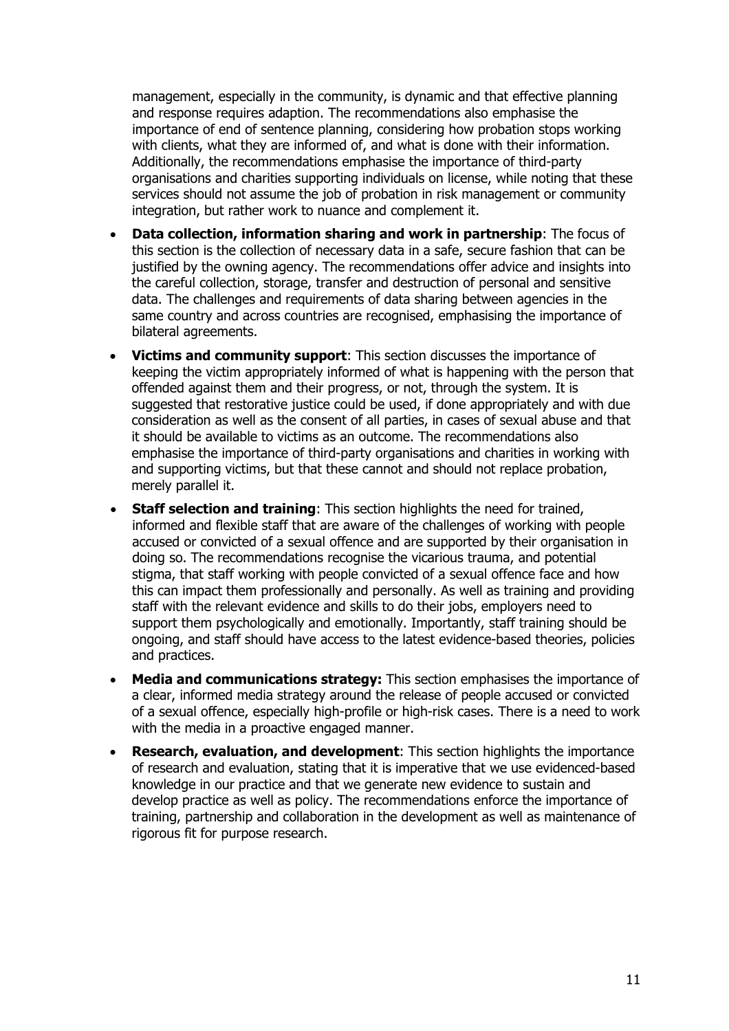management, especially in the community, is dynamic and that effective planning and response requires adaption. The recommendations also emphasise the importance of end of sentence planning, considering how probation stops working with clients, what they are informed of, and what is done with their information. Additionally, the recommendations emphasise the importance of third-party organisations and charities supporting individuals on license, while noting that these services should not assume the job of probation in risk management or community integration, but rather work to nuance and complement it.

- **Data collection, information sharing and work in partnership**: The focus of this section is the collection of necessary data in a safe, secure fashion that can be justified by the owning agency. The recommendations offer advice and insights into the careful collection, storage, transfer and destruction of personal and sensitive data. The challenges and requirements of data sharing between agencies in the same country and across countries are recognised, emphasising the importance of bilateral agreements.
- **Victims and community support**: This section discusses the importance of keeping the victim appropriately informed of what is happening with the person that offended against them and their progress, or not, through the system. It is suggested that restorative justice could be used, if done appropriately and with due consideration as well as the consent of all parties, in cases of sexual abuse and that it should be available to victims as an outcome. The recommendations also emphasise the importance of third-party organisations and charities in working with and supporting victims, but that these cannot and should not replace probation, merely parallel it.
- **Staff selection and training**: This section highlights the need for trained, informed and flexible staff that are aware of the challenges of working with people accused or convicted of a sexual offence and are supported by their organisation in doing so. The recommendations recognise the vicarious trauma, and potential stigma, that staff working with people convicted of a sexual offence face and how this can impact them professionally and personally. As well as training and providing staff with the relevant evidence and skills to do their jobs, employers need to support them psychologically and emotionally. Importantly, staff training should be ongoing, and staff should have access to the latest evidence-based theories, policies and practices.
- **Media and communications strategy:** This section emphasises the importance of a clear, informed media strategy around the release of people accused or convicted of a sexual offence, especially high-profile or high-risk cases. There is a need to work with the media in a proactive engaged manner.
- **Research, evaluation, and development**: This section highlights the importance of research and evaluation, stating that it is imperative that we use evidenced-based knowledge in our practice and that we generate new evidence to sustain and develop practice as well as policy. The recommendations enforce the importance of training, partnership and collaboration in the development as well as maintenance of rigorous fit for purpose research.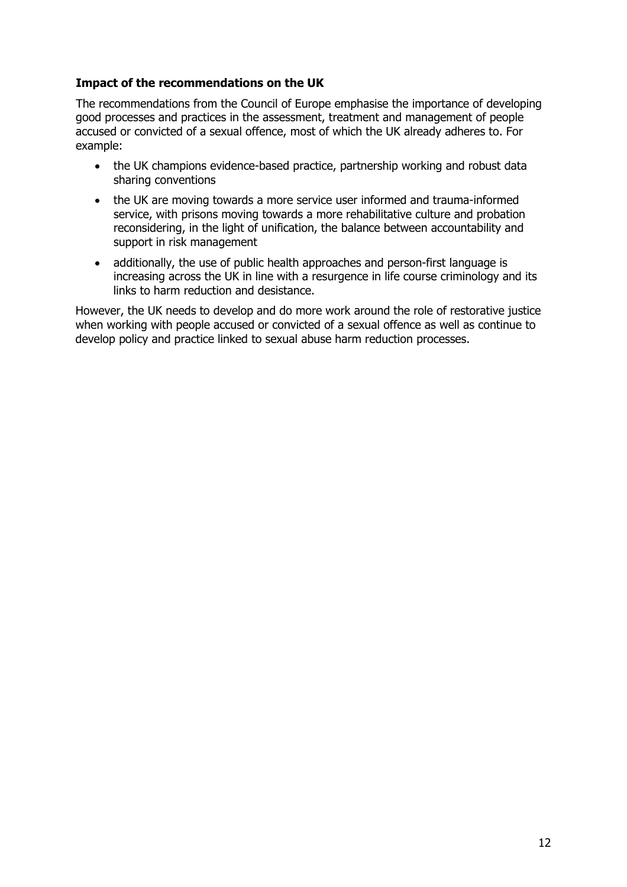### Impact of the recommendations on the UK

The recommendations from the Council of Europe emphasise the importance of developing good processes and practices in the assessment, treatment and management of people accused or convicted of a sexual offence, most of which the UK already adheres to. For example:

- the UK champions evidence-based practice, partnership working and robust data sharing conventions
- the UK are moving towards a more service user informed and trauma-informed service, with prisons moving towards a more rehabilitative culture and probation reconsidering, in the light of unification, the balance between accountability and support in risk management
- additionally, the use of public health approaches and person-first language is increasing across the UK in line with a resurgence in life course criminology and its links to harm reduction and desistance.

However, the UK needs to develop and do more work around the role of restorative justice when working with people accused or convicted of a sexual offence as well as continue to develop policy and practice linked to sexual abuse harm reduction processes.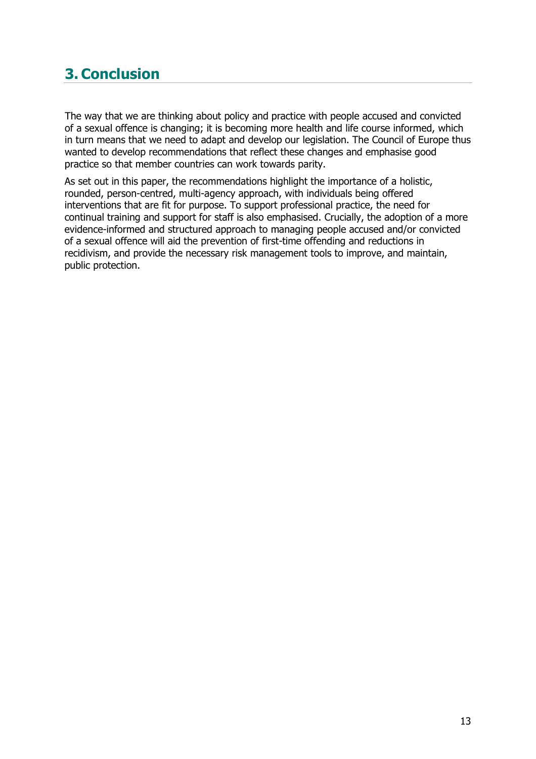# 3. Conclusion

The way that we are thinking about policy and practice with people accused and convicted of a sexual offence is changing; it is becoming more health and life course informed, which in turn means that we need to adapt and develop our legislation. The Council of Europe thus wanted to develop recommendations that reflect these changes and emphasise good practice so that member countries can work towards parity.

As set out in this paper, the recommendations highlight the importance of a holistic, rounded, person-centred, multi-agency approach, with individuals being offered interventions that are fit for purpose. To support professional practice, the need for continual training and support for staff is also emphasised. Crucially, the adoption of a more evidence-informed and structured approach to managing people accused and/or convicted of a sexual offence will aid the prevention of first-time offending and reductions in recidivism, and provide the necessary risk management tools to improve, and maintain, public protection.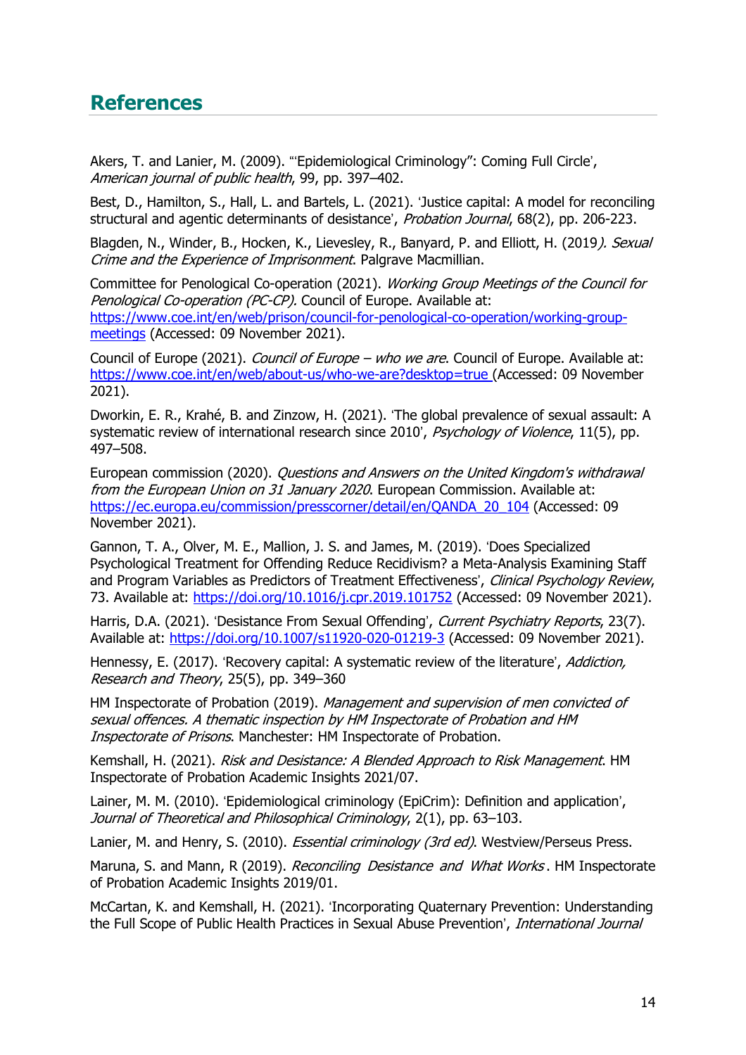## References

Akers, T. and Lanier, M. (2009). "'Epidemiological Criminology": Coming Full Circle', *American journal of public health*, 99, pp. 397–402.

Best, D., Hamilton, S., Hall, L. and Bartels, L. (2021). 'Justice capital: A model for reconciling structural and agentic determinants of desistance', *Probation Journal*, 68(2), pp. 206-223.

Blagden, N., Winder, B., Hocken, K., Lievesley, R., Banyard, P. and Elliott, H. (2019*). Sexual Crime and the Experience of Imprisonment*. Palgrave Macmillian.

Committee for Penological Co-operation (2021). *Working Group Meetings of the Council for Penological Co-operation (PC-CP).* Council of Europe. Available at: [https://www.coe.int/en/web/prison/council-for-penological-co-operation/working-group-meetings](https://www.coe.int/en/web/prison/council-for-penological-co-operation/working-group-meetings) (Accessed: 09 November 2021).

Council of Europe (2021). *Council of Europe – who we are*. Council of Europe. Available at: [https://www.coe.int/en/web/about-us/who-we-are?desktop=true](https://www.coe.int/en/web/about-us/who-we-are?desktop=true) (Accessed: 09 November 2021).

Dworkin, E. R., Krahé, B. and Zinzow, H. (2021). 'The global prevalence of sexual assault: A systematic review of international research since 2010', *Psychology of Violence*, 11(5), pp. 497–508.

European commission (2020). *Questions and Answers on the United Kingdom's withdrawal from the European Union on 31 January 2020*. European Commission. Available at: [https://ec.europa.eu/commission/presscorner/detail/en/QANDA_20_104](https://ec.europa.eu/commission/presscorner/detail/en/QANDA_20_104) (Accessed: 09 November 2021).

Gannon, T. A., Olver, M. E., Mallion, J. S. and James, M. (2019). 'Does Specialized Psychological Treatment for Offending Reduce Recidivism? a Meta-Analysis Examining Staff and Program Variables as Predictors of Treatment Effectiveness', *Clinical Psychology Review*, 73. Available at: [https://doi.org/10.1016/j.cpr.2019.101752](https://doi.org/10.1016/j.cpr.2019.101752) (Accessed: 09 November 2021).

Harris, D.A. (2021). 'Desistance From Sexual Offending', *Current Psychiatry Reports*, 23(7). Available at: [https://doi.org/10.1007/s11920-020-01219-3](https://doi.org/10.1007/s11920-020-01219-3) (Accessed: 09 November 2021).

Hennessy, E. (2017). 'Recovery capital: A systematic review of the literature', *Addiction, Research and Theory*, 25(5), pp. 349–360

HM Inspectorate of Probation (2019). *Management and supervision of men convicted of sexual offences. A thematic inspection by HM Inspectorate of Probation and HM Inspectorate of Prisons*. Manchester: HM Inspectorate of Probation.

Kemshall, H. (2021). *Risk and Desistance: A Blended Approach to Risk Management*. HM Inspectorate of Probation Academic Insights 2021/07.

Lainer, M. M. (2010). 'Epidemiological criminology (EpiCrim): Definition and application', *Journal of Theoretical and Philosophical Criminology*, 2(1), pp. 63–103.

Lanier, M. and Henry, S. (2010). *Essential criminology (3rd ed)*. Westview/Perseus Press.

Maruna, S. and Mann, R (2019). *Reconciling Desistance and What Works*. HM Inspectorate of Probation Academic Insights 2019/01.

McCartan, K. and Kemshall, H. (2021). 'Incorporating Quaternary Prevention: Understanding the Full Scope of Public Health Practices in Sexual Abuse Prevention', *International Journal*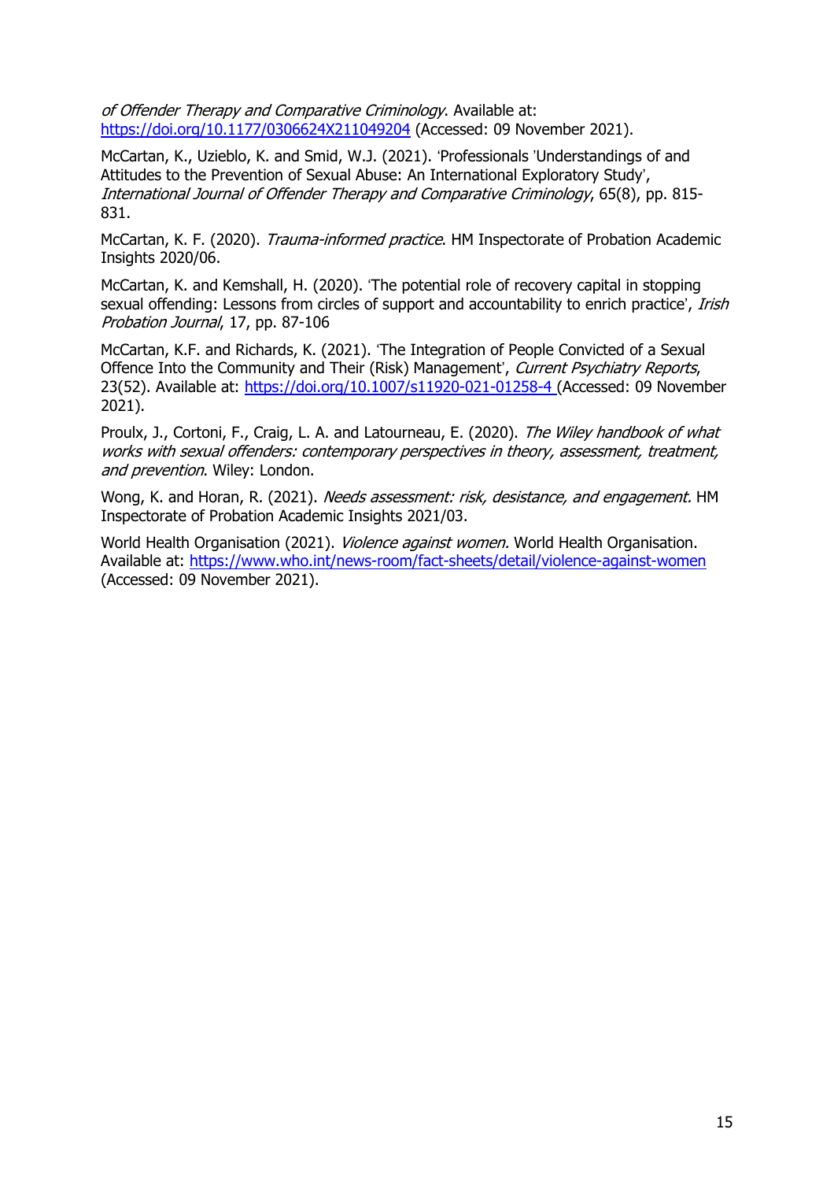*of Offender Therapy and Comparative Criminology*. Available at: https://doi.org/10.1177/0306624X211049204 (Accessed: 09 November 2021).

McCartan, K., Uzieblo, K. and Smid, W.J. (2021). 'Professionals 'Understandings of and Attitudes to the Prevention of Sexual Abuse: An International Exploratory Study', *International Journal of Offender Therapy and Comparative Criminology*, 65(8), pp. 815-831.

McCartan, K. F. (2020). *Trauma-informed practice*. HM Inspectorate of Probation Academic Insights 2020/06.

McCartan, K. and Kemshall, H. (2020). 'The potential role of recovery capital in stopping sexual offending: Lessons from circles of support and accountability to enrich practice', *Irish Probation Journal*, 17, pp. 87-106

McCartan, K.F. and Richards, K. (2021). 'The Integration of People Convicted of a Sexual Offence Into the Community and Their (Risk) Management', *Current Psychiatry Reports*, 23(52). Available at: https://doi.org/10.1007/s11920-021-01258-4 (Accessed: 09 November 2021).

Proulx, J., Cortoni, F., Craig, L. A. and Latourneau, E. (2020). *The Wiley handbook of what works with sexual offenders: contemporary perspectives in theory, assessment, treatment, and prevention*. Wiley: London.

Wong, K. and Horan, R. (2021). *Needs assessment: risk, desistance, and engagement.* HM Inspectorate of Probation Academic Insights 2021/03.

World Health Organisation (2021). *Violence against women.* World Health Organisation. Available at: https://www.who.int/news-room/fact-sheets/detail/violence-against-women (Accessed: 09 November 2021).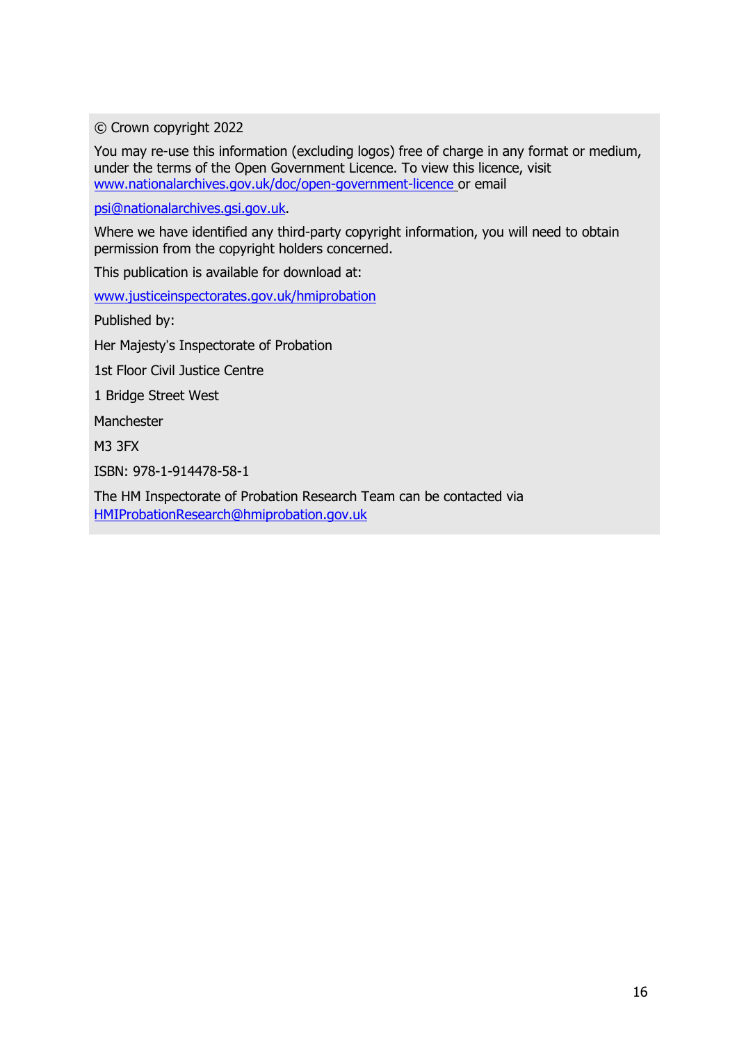© Crown copyright 2022

You may re-use this information (excluding logos) free of charge in any format or medium, under the terms of the Open Government Licence. To view this licence, visit www.nationalarchives.gov.uk/doc/open-government-licence or email

psi@nationalarchives.gsi.gov.uk.

Where we have identified any third-party copyright information, you will need to obtain permission from the copyright holders concerned.

This publication is available for download at:

www.justiceinspectorates.gov.uk/hmiprobation

Published by:

Her Majesty's Inspectorate of Probation

1st Floor Civil Justice Centre

1 Bridge Street West

Manchester

M3 3FX

ISBN: 978-1-914478-58-1

The HM Inspectorate of Probation Research Team can be contacted via HMIProbationResearch@hmiprobation.gov.uk